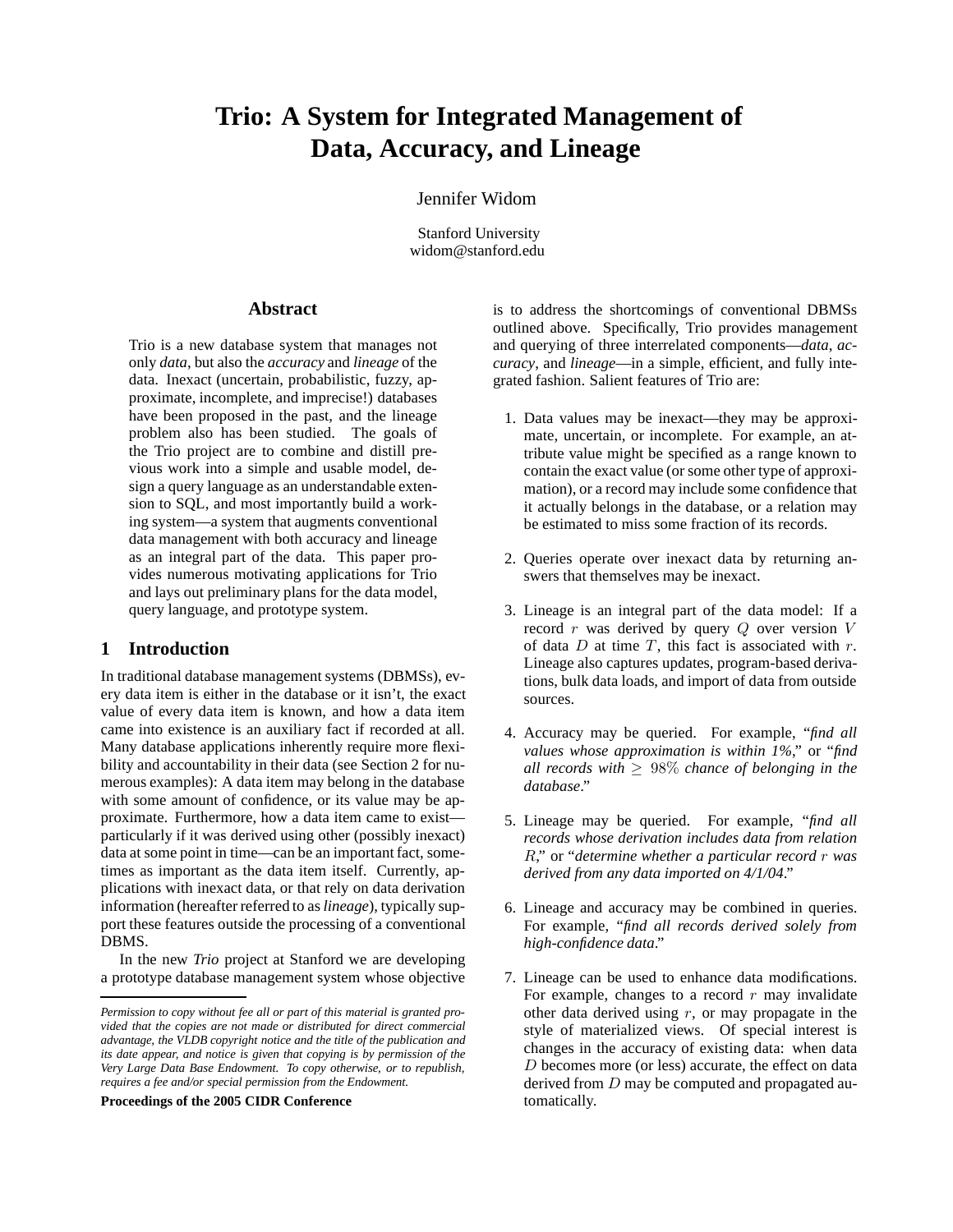# Trio: A System for Integrated Management of Data, Accuracy, and Lineage

Jennifer Widom

Stanford University
widom@stanford.edu

## Abstract

Trio is a new database system that manages not only *data*, but also the *accuracy* and *lineage* of the data. Inexact (uncertain, probabilistic, fuzzy, approximate, incomplete, and imprecise!) databases have been proposed in the past, and the lineage problem also has been studied. The goals of the Trio project are to combine and distill previous work into a simple and usable model, design a query language as an understandable extension to SQL, and most importantly build a working system—a system that augments conventional data management with both accuracy and lineage as an integral part of the data. This paper provides numerous motivating applications for Trio and lays out preliminary plans for the data model, query language, and prototype system.

## 1 Introduction

In traditional database management systems (DBMSs), every data item is either in the database or it isn't, the exact value of every data item is known, and how a data item came into existence is an auxiliary fact if recorded at all. Many database applications inherently require more flexibility and accountability in their data (see Section 2 for numerous examples): A data item may belong in the database with some amount of confidence, or its value may be approximate. Furthermore, how a data item came to exist—particularly if it was derived using other (possibly inexact) data at some point in time—can be an important fact, sometimes as important as the data item itself. Currently, applications with inexact data, or that rely on data derivation information (hereafter referred to as *lineage*), typically support these features outside the processing of a conventional DBMS.

In the new *Trio* project at Stanford we are developing a prototype database management system whose objective is to address the shortcomings of conventional DBMSs outlined above. Specifically, Trio provides management and querying of three interrelated components—*data*, *accuracy*, and *lineage*—in a simple, efficient, and fully integrated fashion. Salient features of Trio are:

1. Data values may be inexact—they may be approximate, uncertain, or incomplete. For example, an attribute value might be specified as a range known to contain the exact value (or some other type of approximation), or a record may include some confidence that it actually belongs in the database, or a relation may be estimated to miss some fraction of its records.

2. Queries operate over inexact data by returning answers that themselves may be inexact.

3. Lineage is an integral part of the data model: If a record $r$ was derived by query $Q$ over version $V$ of data $D$ at time $T$, this fact is associated with $r$. Lineage also captures updates, program-based derivations, bulk data loads, and import of data from outside sources.

4. Accuracy may be queried. For example, "*find all values whose approximation is within 1%*," or "*find all records with* $\geq 98\%$ *chance of belonging in the database*."

5. Lineage may be queried. For example, "*find all records whose derivation includes data from relation* $R$," or "*determine whether a particular record* $r$ *was derived from any data imported on 4/1/04*."

6. Lineage and accuracy may be combined in queries. For example, "*find all records derived solely from high-confidence data*."

7. Lineage can be used to enhance data modifications. For example, changes to a record $r$ may invalidate other data derived using $r$, or may propagate in the style of materialized views. Of special interest is changes in the accuracy of existing data: when data $D$ becomes more (or less) accurate, the effect on data derived from $D$ may be computed and propagated automatically.

---

*Permission to copy without fee all or part of this material is granted provided that the copies are not made or distributed for direct commercial advantage, the VLDB copyright notice and the title of the publication and its date appear, and notice is given that copying is by permission of the Very Large Data Base Endowment. To copy otherwise, or to republish, requires a fee and/or special permission from the Endowment.*

**Proceedings of the 2005 CIDR Conference**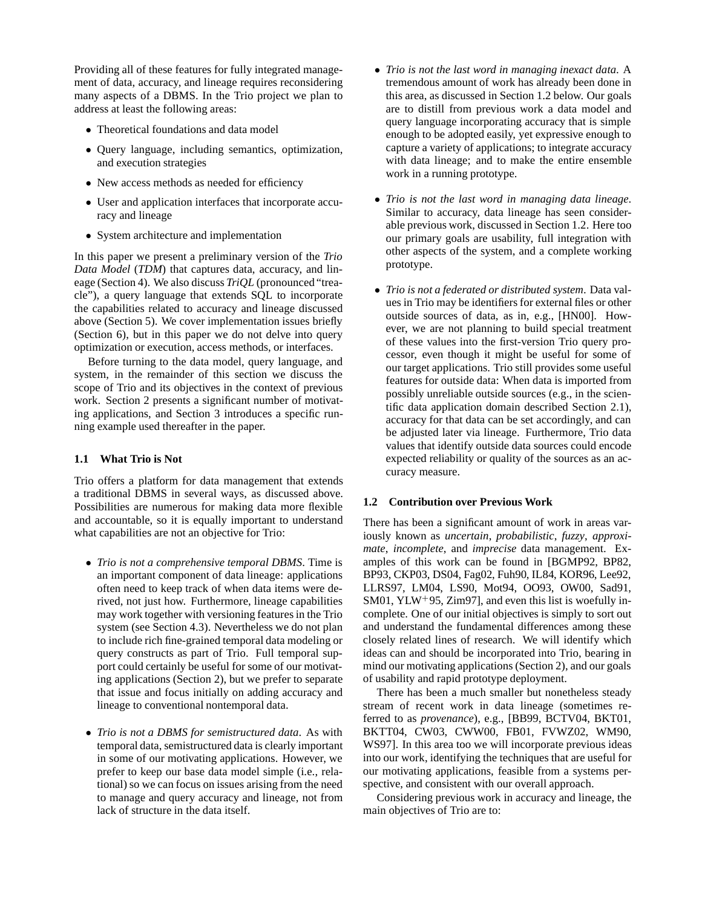Providing all of these features for fully integrated management of data, accuracy, and lineage requires reconsidering many aspects of a DBMS. In the Trio project we plan to address at least the following areas:

- Theoretical foundations and data model
- Query language, including semantics, optimization, and execution strategies
- New access methods as needed for efficiency
- User and application interfaces that incorporate accuracy and lineage
- System architecture and implementation

In this paper we present a preliminary version of the *Trio Data Model* (*TDM*) that captures data, accuracy, and lineage (Section 4). We also discuss *TriQL* (pronounced "treacle"), a query language that extends SQL to incorporate the capabilities related to accuracy and lineage discussed above (Section 5). We cover implementation issues briefly (Section 6), but in this paper we do not delve into query optimization or execution, access methods, or interfaces.

Before turning to the data model, query language, and system, in the remainder of this section we discuss the scope of Trio and its objectives in the context of previous work. Section 2 presents a significant number of motivating applications, and Section 3 introduces a specific running example used thereafter in the paper.

### 1.1 What Trio is Not

Trio offers a platform for data management that extends a traditional DBMS in several ways, as discussed above. Possibilities are numerous for making data more flexible and accountable, so it is equally important to understand what capabilities are not an objective for Trio:

- *Trio is not a comprehensive temporal DBMS*. Time is an important component of data lineage: applications often need to keep track of when data items were derived, not just how. Furthermore, lineage capabilities may work together with versioning features in the Trio system (see Section 4.3). Nevertheless we do not plan to include rich fine-grained temporal data modeling or query constructs as part of Trio. Full temporal support could certainly be useful for some of our motivating applications (Section 2), but we prefer to separate that issue and focus initially on adding accuracy and lineage to conventional nontemporal data.

- *Trio is not a DBMS for semistructured data*. As with temporal data, semistructured data is clearly important in some of our motivating applications. However, we prefer to keep our base data model simple (i.e., relational) so we can focus on issues arising from the need to manage and query accuracy and lineage, not from lack of structure in the data itself.

- *Trio is not the last word in managing inexact data*. A tremendous amount of work has already been done in this area, as discussed in Section 1.2 below. Our goals are to distill from previous work a data model and query language incorporating accuracy that is simple enough to be adopted easily, yet expressive enough to capture a variety of applications; to integrate accuracy with data lineage; and to make the entire ensemble work in a running prototype.

- *Trio is not the last word in managing data lineage*. Similar to accuracy, data lineage has seen considerable previous work, discussed in Section 1.2. Here too our primary goals are usability, full integration with other aspects of the system, and a complete working prototype.

- *Trio is not a federated or distributed system*. Data values in Trio may be identifiers for external files or other outside sources of data, as in, e.g., [HN00]. However, we are not planning to build special treatment of these values into the first-version Trio query processor, even though it might be useful for some of our target applications. Trio still provides some useful features for outside data: When data is imported from possibly unreliable outside sources (e.g., in the scientific data application domain described Section 2.1), accuracy for that data can be set accordingly, and can be adjusted later via lineage. Furthermore, Trio data values that identify outside data sources could encode expected reliability or quality of the sources as an accuracy measure.

### 1.2 Contribution over Previous Work

There has been a significant amount of work in areas variously known as *uncertain*, *probabilistic*, *fuzzy*, *approximate*, *incomplete*, and *imprecise* data management. Examples of this work can be found in [BGMP92, BP82, BP93, CKP03, DS04, Fag02, Fuh90, IL84, KOR96, Lee92, LLRS97, LM04, LS90, Mot94, OO93, OW00, Sad91, SM01, YLW$^+$95, Zim97], and even this list is woefully incomplete. One of our initial objectives is simply to sort out and understand the fundamental differences among these closely related lines of research. We will identify which ideas can and should be incorporated into Trio, bearing in mind our motivating applications (Section 2), and our goals of usability and rapid prototype deployment.

There has been a much smaller but nonetheless steady stream of recent work in data lineage (sometimes referred to as *provenance*), e.g., [BB99, BCTV04, BKT01, BKTT04, CW03, CWW00, FB01, FVWZ02, WM90, WS97]. In this area too we will incorporate previous ideas into our work, identifying the techniques that are useful for our motivating applications, feasible from a systems perspective, and consistent with our overall approach.

Considering previous work in accuracy and lineage, the main objectives of Trio are to: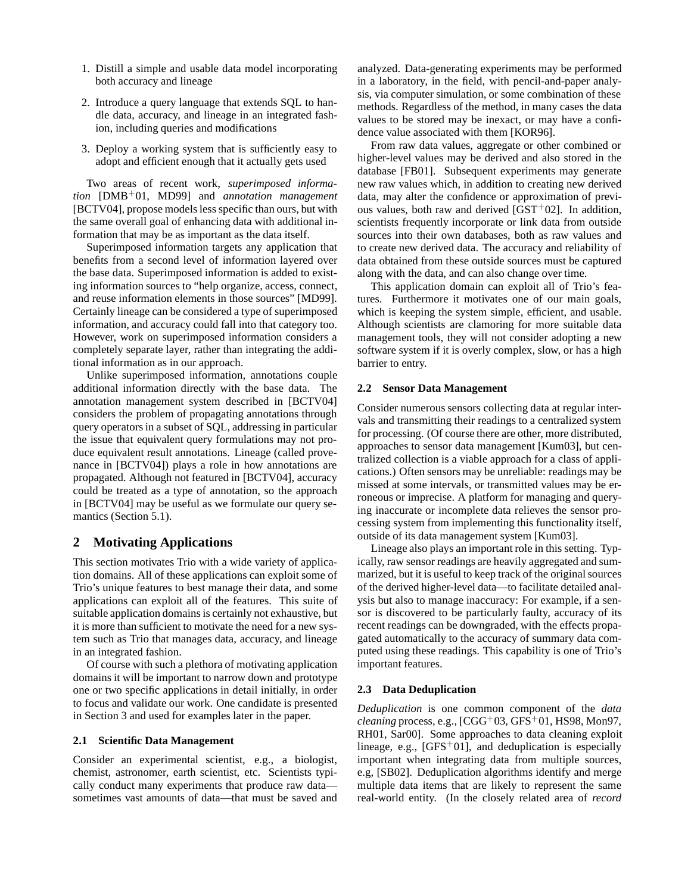1. Distill a simple and usable data model incorporating both accuracy and lineage
2. Introduce a query language that extends SQL to handle data, accuracy, and lineage in an integrated fashion, including queries and modifications
3. Deploy a working system that is sufficiently easy to adopt and efficient enough that it actually gets used

Two areas of recent work, *superimposed information* [DMB+01, MD99] and *annotation management* [BCTV04], propose models less specific than ours, but with the same overall goal of enhancing data with additional information that may be as important as the data itself.

Superimposed information targets any application that benefits from a second level of information layered over the base data. Superimposed information is added to existing information sources to "help organize, access, connect, and reuse information elements in those sources" [MD99]. Certainly lineage can be considered a type of superimposed information, and accuracy could fall into that category too. However, work on superimposed information considers a completely separate layer, rather than integrating the additional information as in our approach.

Unlike superimposed information, annotations couple additional information directly with the base data. The annotation management system described in [BCTV04] considers the problem of propagating annotations through query operators in a subset of SQL, addressing in particular the issue that equivalent query formulations may not produce equivalent result annotations. Lineage (called provenance in [BCTV04]) plays a role in how annotations are propagated. Although not featured in [BCTV04], accuracy could be treated as a type of annotation, so the approach in [BCTV04] may be useful as we formulate our query semantics (Section 5.1).

## 2 Motivating Applications

This section motivates Trio with a wide variety of application domains. All of these applications can exploit some of Trio's unique features to best manage their data, and some applications can exploit all of the features. This suite of suitable application domains is certainly not exhaustive, but it is more than sufficient to motivate the need for a new system such as Trio that manages data, accuracy, and lineage in an integrated fashion.

Of course with such a plethora of motivating application domains it will be important to narrow down and prototype one or two specific applications in detail initially, in order to focus and validate our work. One candidate is presented in Section 3 and used for examples later in the paper.

### 2.1 Scientific Data Management

Consider an experimental scientist, e.g., a biologist, chemist, astronomer, earth scientist, etc. Scientists typically conduct many experiments that produce raw data—sometimes vast amounts of data—that must be saved and analyzed. Data-generating experiments may be performed in a laboratory, in the field, with pencil-and-paper analysis, via computer simulation, or some combination of these methods. Regardless of the method, in many cases the data values to be stored may be inexact, or may have a confidence value associated with them [KOR96].

From raw data values, aggregate or other combined or higher-level values may be derived and also stored in the database [FB01]. Subsequent experiments may generate new raw values which, in addition to creating new derived data, may alter the confidence or approximation of previous values, both raw and derived [GST+02]. In addition, scientists frequently incorporate or link data from outside sources into their own databases, both as raw values and to create new derived data. The accuracy and reliability of data obtained from these outside sources must be captured along with the data, and can also change over time.

This application domain can exploit all of Trio's features. Furthermore it motivates one of our main goals, which is keeping the system simple, efficient, and usable. Although scientists are clamoring for more suitable data management tools, they will not consider adopting a new software system if it is overly complex, slow, or has a high barrier to entry.

### 2.2 Sensor Data Management

Consider numerous sensors collecting data at regular intervals and transmitting their readings to a centralized system for processing. (Of course there are other, more distributed, approaches to sensor data management [Kum03], but centralized collection is a viable approach for a class of applications.) Often sensors may be unreliable: readings may be missed at some intervals, or transmitted values may be erroneous or imprecise. A platform for managing and querying inaccurate or incomplete data relieves the sensor processing system from implementing this functionality itself, outside of its data management system [Kum03].

Lineage also plays an important role in this setting. Typically, raw sensor readings are heavily aggregated and summarized, but it is useful to keep track of the original sources of the derived higher-level data—to facilitate detailed analysis but also to manage inaccuracy: For example, if a sensor is discovered to be particularly faulty, accuracy of its recent readings can be downgraded, with the effects propagated automatically to the accuracy of summary data computed using these readings. This capability is one of Trio's important features.

### 2.3 Data Deduplication

*Deduplication* is one common component of the *data cleaning* process, e.g., [CGG+03, GFS+01, HS98, Mon97, RH01, Sar00]. Some approaches to data cleaning exploit lineage, e.g., [GFS+01], and deduplication is especially important when integrating data from multiple sources, e.g, [SB02]. Deduplication algorithms identify and merge multiple data items that are likely to represent the same real-world entity. (In the closely related area of *record*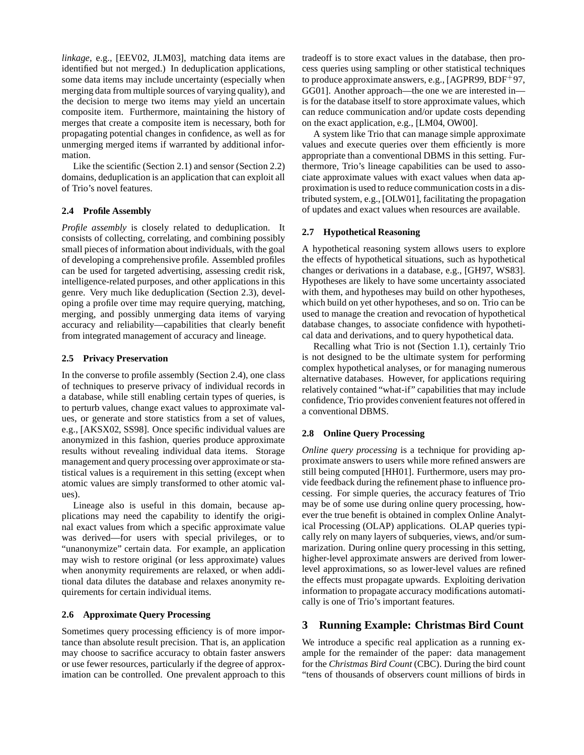*linkage*, e.g., [EEV02, JLM03], matching data items are identified but not merged.) In deduplication applications, some data items may include uncertainty (especially when merging data from multiple sources of varying quality), and the decision to merge two items may yield an uncertain composite item. Furthermore, maintaining the history of merges that create a composite item is necessary, both for propagating potential changes in confidence, as well as for unmerging merged items if warranted by additional information.

Like the scientific (Section 2.1) and sensor (Section 2.2) domains, deduplication is an application that can exploit all of Trio's novel features.

### 2.4 Profile Assembly

*Profile assembly* is closely related to deduplication. It consists of collecting, correlating, and combining possibly small pieces of information about individuals, with the goal of developing a comprehensive profile. Assembled profiles can be used for targeted advertising, assessing credit risk, intelligence-related purposes, and other applications in this genre. Very much like deduplication (Section 2.3), developing a profile over time may require querying, matching, merging, and possibly unmerging data items of varying accuracy and reliability—capabilities that clearly benefit from integrated management of accuracy and lineage.

### 2.5 Privacy Preservation

In the converse to profile assembly (Section 2.4), one class of techniques to preserve privacy of individual records in a database, while still enabling certain types of queries, is to perturb values, change exact values to approximate values, or generate and store statistics from a set of values, e.g., [AKSX02, SS98]. Once specific individual values are anonymized in this fashion, queries produce approximate results without revealing individual data items. Storage management and query processing over approximate or statistical values is a requirement in this setting (except when atomic values are simply transformed to other atomic values).

Lineage also is useful in this domain, because applications may need the capability to identify the original exact values from which a specific approximate value was derived—for users with special privileges, or to "unanonymize" certain data. For example, an application may wish to restore original (or less approximate) values when anonymity requirements are relaxed, or when additional data dilutes the database and relaxes anonymity requirements for certain individual items.

### 2.6 Approximate Query Processing

Sometimes query processing efficiency is of more importance than absolute result precision. That is, an application may choose to sacrifice accuracy to obtain faster answers or use fewer resources, particularly if the degree of approximation can be controlled. One prevalent approach to this tradeoff is to store exact values in the database, then process queries using sampling or other statistical techniques to produce approximate answers, e.g., [AGPR99, BDF+97, GG01]. Another approach—the one we are interested in—is for the database itself to store approximate values, which can reduce communication and/or update costs depending on the exact application, e.g., [LM04, OW00].

A system like Trio that can manage simple approximate values and execute queries over them efficiently is more appropriate than a conventional DBMS in this setting. Furthermore, Trio's lineage capabilities can be used to associate approximate values with exact values when data approximation is used to reduce communication costs in a distributed system, e.g., [OLW01], facilitating the propagation of updates and exact values when resources are available.

### 2.7 Hypothetical Reasoning

A hypothetical reasoning system allows users to explore the effects of hypothetical situations, such as hypothetical changes or derivations in a database, e.g., [GH97, WS83]. Hypotheses are likely to have some uncertainty associated with them, and hypotheses may build on other hypotheses, which build on yet other hypotheses, and so on. Trio can be used to manage the creation and revocation of hypothetical database changes, to associate confidence with hypothetical data and derivations, and to query hypothetical data.

Recalling what Trio is not (Section 1.1), certainly Trio is not designed to be the ultimate system for performing complex hypothetical analyses, or for managing numerous alternative databases. However, for applications requiring relatively contained "what-if" capabilities that may include confidence, Trio provides convenient features not offered in a conventional DBMS.

### 2.8 Online Query Processing

*Online query processing* is a technique for providing approximate answers to users while more refined answers are still being computed [HH01]. Furthermore, users may provide feedback during the refinement phase to influence processing. For simple queries, the accuracy features of Trio may be of some use during online query processing, however the true benefit is obtained in complex Online Analytical Processing (OLAP) applications. OLAP queries typically rely on many layers of subqueries, views, and/or summarization. During online query processing in this setting, higher-level approximate answers are derived from lower-level approximations, so as lower-level values are refined the effects must propagate upwards. Exploiting derivation information to propagate accuracy modifications automatically is one of Trio's important features.

## 3 Running Example: Christmas Bird Count

We introduce a specific real application as a running example for the remainder of the paper: data management for the *Christmas Bird Count* (CBC). During the bird count "tens of thousands of observers count millions of birds in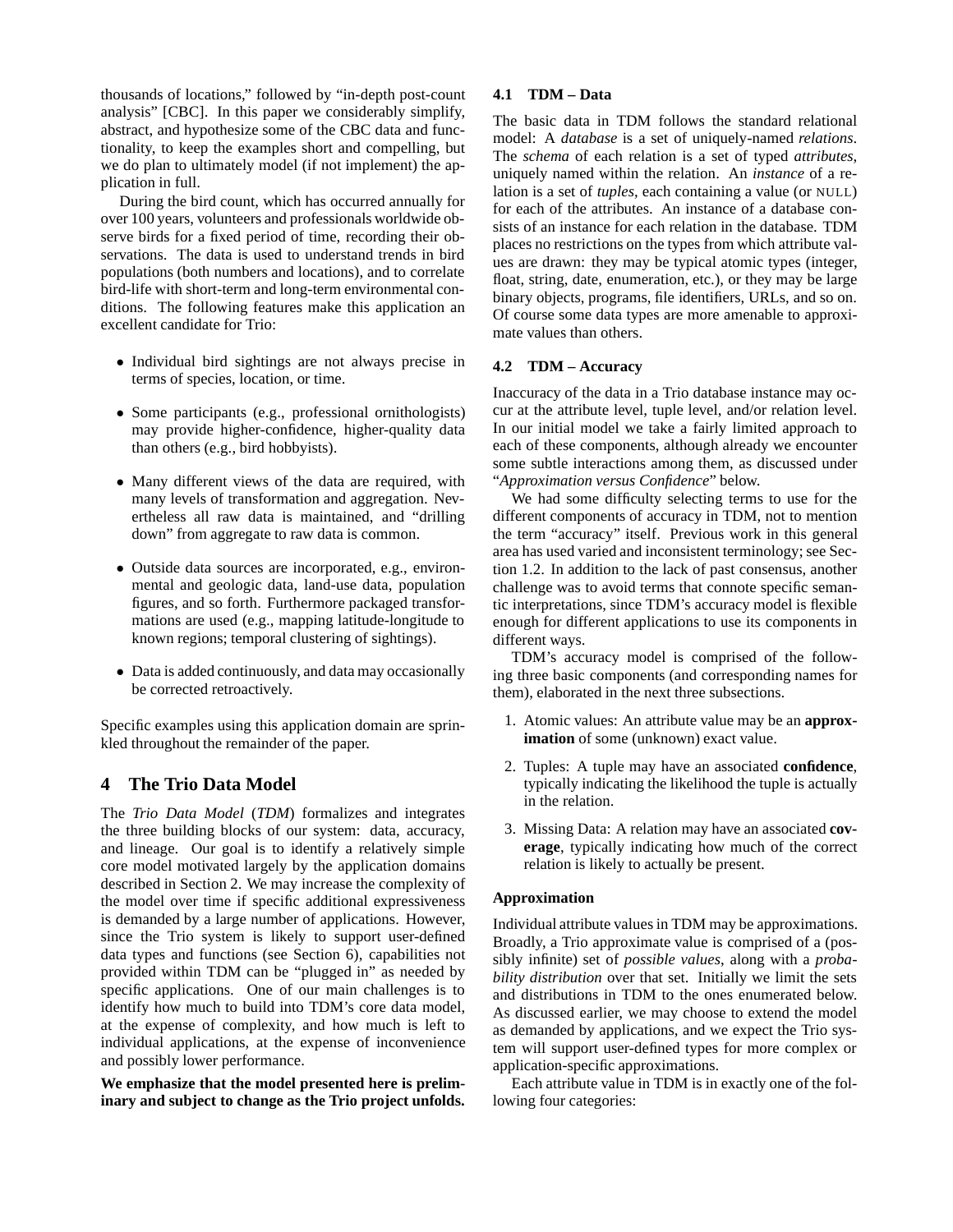thousands of locations," followed by "in-depth post-count analysis" [CBC]. In this paper we considerably simplify, abstract, and hypothesize some of the CBC data and functionality, to keep the examples short and compelling, but we do plan to ultimately model (if not implement) the application in full.

During the bird count, which has occurred annually for over 100 years, volunteers and professionals worldwide observe birds for a fixed period of time, recording their observations. The data is used to understand trends in bird populations (both numbers and locations), and to correlate bird-life with short-term and long-term environmental conditions. The following features make this application an excellent candidate for Trio:

- Individual bird sightings are not always precise in terms of species, location, or time.
- Some participants (e.g., professional ornithologists) may provide higher-confidence, higher-quality data than others (e.g., bird hobbyists).
- Many different views of the data are required, with many levels of transformation and aggregation. Nevertheless all raw data is maintained, and "drilling down" from aggregate to raw data is common.
- Outside data sources are incorporated, e.g., environmental and geologic data, land-use data, population figures, and so forth. Furthermore packaged transformations are used (e.g., mapping latitude-longitude to known regions; temporal clustering of sightings).
- Data is added continuously, and data may occasionally be corrected retroactively.

Specific examples using this application domain are sprinkled throughout the remainder of the paper.

# 4 The Trio Data Model

The *Trio Data Model* (*TDM*) formalizes and integrates the three building blocks of our system: data, accuracy, and lineage. Our goal is to identify a relatively simple core model motivated largely by the application domains described in Section 2. We may increase the complexity of the model over time if specific additional expressiveness is demanded by a large number of applications. However, since the Trio system is likely to support user-defined data types and functions (see Section 6), capabilities not provided within TDM can be "plugged in" as needed by specific applications. One of our main challenges is to identify how much to build into TDM's core data model, at the expense of complexity, and how much is left to individual applications, at the expense of inconvenience and possibly lower performance.

**We emphasize that the model presented here is preliminary and subject to change as the Trio project unfolds.**

## 4.1 TDM – Data

The basic data in TDM follows the standard relational model: A *database* is a set of uniquely-named *relations*. The *schema* of each relation is a set of typed *attributes*, uniquely named within the relation. An *instance* of a relation is a set of *tuples*, each containing a value (or NULL) for each of the attributes. An instance of a database consists of an instance for each relation in the database. TDM places no restrictions on the types from which attribute values are drawn: they may be typical atomic types (integer, float, string, date, enumeration, etc.), or they may be large binary objects, programs, file identifiers, URLs, and so on. Of course some data types are more amenable to approximate values than others.

## 4.2 TDM – Accuracy

Inaccuracy of the data in a Trio database instance may occur at the attribute level, tuple level, and/or relation level. In our initial model we take a fairly limited approach to each of these components, although already we encounter some subtle interactions among them, as discussed under "*Approximation versus Confidence*" below.

We had some difficulty selecting terms to use for the different components of accuracy in TDM, not to mention the term "accuracy" itself. Previous work in this general area has used varied and inconsistent terminology; see Section 1.2. In addition to the lack of past consensus, another challenge was to avoid terms that connote specific semantic interpretations, since TDM's accuracy model is flexible enough for different applications to use its components in different ways.

TDM's accuracy model is comprised of the following three basic components (and corresponding names for them), elaborated in the next three subsections.

1. Atomic values: An attribute value may be an **approximation** of some (unknown) exact value.
2. Tuples: A tuple may have an associated **confidence**, typically indicating the likelihood the tuple is actually in the relation.
3. Missing Data: A relation may have an associated **coverage**, typically indicating how much of the correct relation is likely to actually be present.

**Approximation**

Individual attribute values in TDM may be approximations. Broadly, a Trio approximate value is comprised of a (possibly infinite) set of *possible values*, along with a *probability distribution* over that set. Initially we limit the sets and distributions in TDM to the ones enumerated below. As discussed earlier, we may choose to extend the model as demanded by applications, and we expect the Trio system will support user-defined types for more complex or application-specific approximations.

Each attribute value in TDM is in exactly one of the following four categories: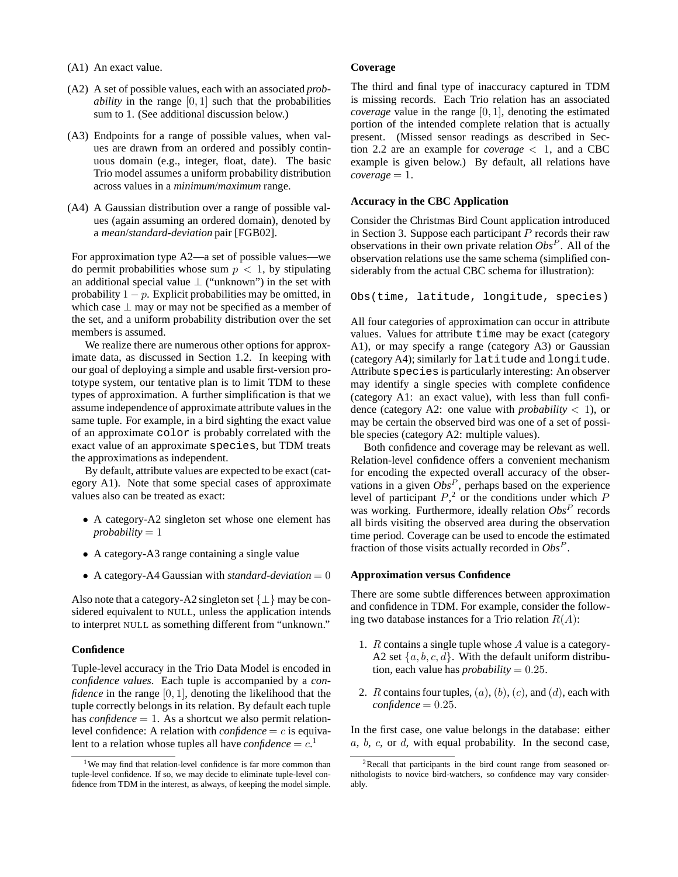(A1) An exact value.

(A2) A set of possible values, each with an associated *probability* in the range $[0, 1]$ such that the probabilities sum to 1. (See additional discussion below.)

(A3) Endpoints for a range of possible values, when values are drawn from an ordered and possibly continuous domain (e.g., integer, float, date). The basic Trio model assumes a uniform probability distribution across values in a *minimum*/*maximum* range.

(A4) A Gaussian distribution over a range of possible values (again assuming an ordered domain), denoted by a *mean*/*standard-deviation* pair [FGB02].

For approximation type A2—a set of possible values—we do permit probabilities whose sum $p < 1$, by stipulating an additional special value $\perp$ ("unknown") in the set with probability $1 - p$. Explicit probabilities may be omitted, in which case $\perp$ may or may not be specified as a member of the set, and a uniform probability distribution over the set members is assumed.

We realize there are numerous other options for approximate data, as discussed in Section 1.2. In keeping with our goal of deploying a simple and usable first-version prototype system, our tentative plan is to limit TDM to these types of approximation. A further simplification is that we assume independence of approximate attribute values in the same tuple. For example, in a bird sighting the exact value of an approximate `color` is probably correlated with the exact value of an approximate `species`, but TDM treats the approximations as independent.

By default, attribute values are expected to be exact (category A1). Note that some special cases of approximate values also can be treated as exact:

- A category-A2 singleton set whose one element has *probability* $= 1$
- A category-A3 range containing a single value
- A category-A4 Gaussian with *standard-deviation* $= 0$

Also note that a category-A2 singleton set $\{\perp\}$ may be considered equivalent to NULL, unless the application intends to interpret NULL as something different from "unknown."

### Confidence

Tuple-level accuracy in the Trio Data Model is encoded in *confidence values*. Each tuple is accompanied by a *confidence* in the range $[0, 1]$, denoting the likelihood that the tuple correctly belongs in its relation. By default each tuple has *confidence* $= 1$. As a shortcut we also permit relation-level confidence: A relation with *confidence* $= c$ is equivalent to a relation whose tuples all have *confidence* $= c$.[1]

[1] We may find that relation-level confidence is far more common than tuple-level confidence. If so, we may decide to eliminate tuple-level confidence from TDM in the interest, as always, of keeping the model simple.

### Coverage

The third and final type of inaccuracy captured in TDM is missing records. Each Trio relation has an associated *coverage* value in the range $[0, 1]$, denoting the estimated portion of the intended complete relation that is actually present. (Missed sensor readings as described in Section 2.2 are an example for *coverage* $< 1$, and a CBC example is given below.) By default, all relations have *coverage* $= 1$.

### Accuracy in the CBC Application

Consider the Christmas Bird Count application introduced in Section 3. Suppose each participant $P$ records their raw observations in their own private relation $Obs^P$. All of the observation relations use the same schema (simplified considerably from the actual CBC schema for illustration):

```
Obs(time, latitude, longitude, species)
```

All four categories of approximation can occur in attribute values. Values for attribute `time` may be exact (category A1), or may specify a range (category A3) or Gaussian (category A4); similarly for `latitude` and `longitude`. Attribute `species` is particularly interesting: An observer may identify a single species with complete confidence (category A1: an exact value), with less than full confidence (category A2: one value with *probability* $< 1$), or may be certain the observed bird was one of a set of possible species (category A2: multiple values).

Both confidence and coverage may be relevant as well. Relation-level confidence offers a convenient mechanism for encoding the expected overall accuracy of the observations in a given $Obs^P$, perhaps based on the experience level of participant $P$,[2] or the conditions under which $P$ was working. Furthermore, ideally relation $Obs^P$ records all birds visiting the observed area during the observation time period. Coverage can be used to encode the estimated fraction of those visits actually recorded in $Obs^P$.

### Approximation versus Confidence

There are some subtle differences between approximation and confidence in TDM. For example, consider the following two database instances for a Trio relation $R(A)$:

1. $R$ contains a single tuple whose $A$ value is a category-A2 set $\{a, b, c, d\}$. With the default uniform distribution, each value has *probability* $= 0.25$.
2. $R$ contains four tuples, $(a)$, $(b)$, $(c)$, and $(d)$, each with *confidence* $= 0.25$.

In the first case, one value belongs in the database: either $a$, $b$, $c$, or $d$, with equal probability. In the second case,

[2] Recall that participants in the bird count range from seasoned ornithologists to novice bird-watchers, so confidence may vary considerably.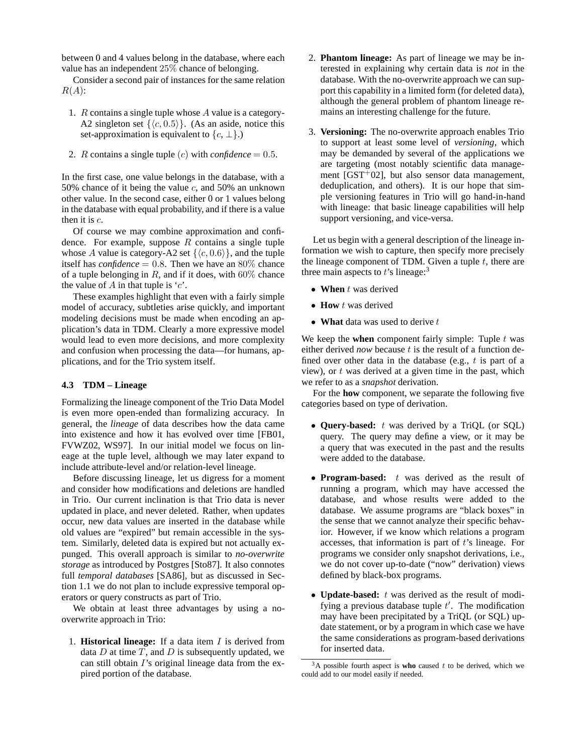between 0 and 4 values belong in the database, where each value has an independent $25\%$ chance of belonging.

Consider a second pair of instances for the same relation $R(A)$:

1. $R$ contains a single tuple whose $A$ value is a category-A2 singleton set $\{\langle c, 0.5\rangle\}$. (As an aside, notice this set-approximation is equivalent to $\{c, \perp\}$.)
2. $R$ contains a single tuple $(c)$ with *confidence* $= 0.5$.

In the first case, one value belongs in the database, with a 50% chance of it being the value $c$, and 50% an unknown other value. In the second case, either 0 or 1 values belong in the database with equal probability, and if there is a value then it is $c$.

Of course we may combine approximation and confidence. For example, suppose $R$ contains a single tuple whose $A$ value is category-A2 set $\{\langle c, 0.6\rangle\}$, and the tuple itself has *confidence* $= 0.8$. Then we have an $80\%$ chance of a tuple belonging in $R$, and if it does, with $60\%$ chance the value of $A$ in that tuple is '$c$'.

These examples highlight that even with a fairly simple model of accuracy, subtleties arise quickly, and important modeling decisions must be made when encoding an application's data in TDM. Clearly a more expressive model would lead to even more decisions, and more complexity and confusion when processing the data—for humans, applications, and for the Trio system itself.

### 4.3 TDM – Lineage

Formalizing the lineage component of the Trio Data Model is even more open-ended than formalizing accuracy. In general, the *lineage* of data describes how the data came into existence and how it has evolved over time [FB01, FVWZ02, WS97]. In our initial model we focus on lineage at the tuple level, although we may later expand to include attribute-level and/or relation-level lineage.

Before discussing lineage, let us digress for a moment and consider how modifications and deletions are handled in Trio. Our current inclination is that Trio data is never updated in place, and never deleted. Rather, when updates occur, new data values are inserted in the database while old values are "expired" but remain accessible in the system. Similarly, deleted data is expired but not actually expunged. This overall approach is similar to *no-overwrite storage* as introduced by Postgres [Sto87]. It also connotes full *temporal databases* [SA86], but as discussed in Section 1.1 we do not plan to include expressive temporal operators or query constructs as part of Trio.

We obtain at least three advantages by using a no-overwrite approach in Trio:

1. **Historical lineage:** If a data item $I$ is derived from data $D$ at time $T$, and $D$ is subsequently updated, we can still obtain $I$'s original lineage data from the expired portion of the database.
2. **Phantom lineage:** As part of lineage we may be interested in explaining why certain data is *not* in the database. With the no-overwrite approach we can support this capability in a limited form (for deleted data), although the general problem of phantom lineage remains an interesting challenge for the future.
3. **Versioning:** The no-overwrite approach enables Trio to support at least some level of *versioning*, which may be demanded by several of the applications we are targeting (most notably scientific data management [GST+02], but also sensor data management, deduplication, and others). It is our hope that simple versioning features in Trio will go hand-in-hand with lineage: that basic lineage capabilities will help support versioning, and vice-versa.

Let us begin with a general description of the lineage information we wish to capture, then specify more precisely the lineage component of TDM. Given a tuple $t$, there are three main aspects to $t$'s lineage:[3]

- **When** $t$ was derived
- **How** $t$ was derived
- **What** data was used to derive $t$

We keep the **when** component fairly simple: Tuple $t$ was either derived *now* because $t$ is the result of a function defined over other data in the database (e.g., $t$ is part of a view), or $t$ was derived at a given time in the past, which we refer to as a *snapshot* derivation.

For the **how** component, we separate the following five categories based on type of derivation.

- **Query-based:** $t$ was derived by a TriQL (or SQL) query. The query may define a view, or it may be a query that was executed in the past and the results were added to the database.
- **Program-based:** $t$ was derived as the result of running a program, which may have accessed the database, and whose results were added to the database. We assume programs are "black boxes" in the sense that we cannot analyze their specific behavior. However, if we know which relations a program accesses, that information is part of $t$'s lineage. For programs we consider only snapshot derivations, i.e., we do not cover up-to-date ("now" derivation) views defined by black-box programs.
- **Update-based:** $t$ was derived as the result of modifying a previous database tuple $t'$. The modification may have been precipitated by a TriQL (or SQL) update statement, or by a program in which case we have the same considerations as program-based derivations for inserted data.

[3] A possible fourth aspect is **who** caused $t$ to be derived, which we could add to our model easily if needed.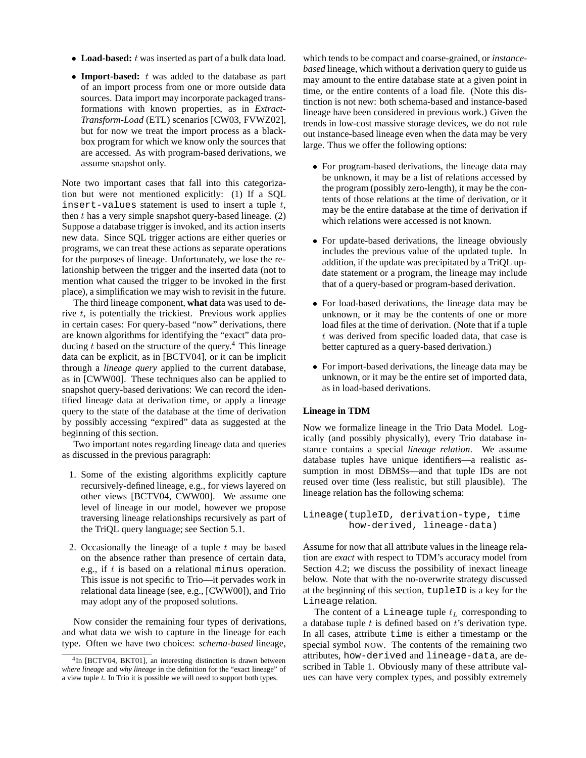- **Load-based:** $t$ was inserted as part of a bulk data load.
- **Import-based:** $t$ was added to the database as part of an import process from one or more outside data sources. Data import may incorporate packaged transformations with known properties, as in *Extract-Transform-Load* (ETL) scenarios [CW03, FVWZ02], but for now we treat the import process as a black-box program for which we know only the sources that are accessed. As with program-based derivations, we assume snapshot only.

Note two important cases that fall into this categorization but were not mentioned explicitly: (1) If a SQL `insert-values` statement is used to insert a tuple $t$, then $t$ has a very simple snapshot query-based lineage. (2) Suppose a database trigger is invoked, and its action inserts new data. Since SQL trigger actions are either queries or programs, we can treat these actions as separate operations for the purposes of lineage. Unfortunately, we lose the relationship between the trigger and the inserted data (not to mention what caused the trigger to be invoked in the first place), a simplification we may wish to revisit in the future.

The third lineage component, **what** data was used to derive $t$, is potentially the trickiest. Previous work applies in certain cases: For query-based "now" derivations, there are known algorithms for identifying the "exact" data producing $t$ based on the structure of the query.[4] This lineage data can be explicit, as in [BCTV04], or it can be implicit through a *lineage query* applied to the current database, as in [CWW00]. These techniques also can be applied to snapshot query-based derivations: We can record the identified lineage data at derivation time, or apply a lineage query to the state of the database at the time of derivation by possibly accessing "expired" data as suggested at the beginning of this section.

Two important notes regarding lineage data and queries as discussed in the previous paragraph:

1. Some of the existing algorithms explicitly capture recursively-defined lineage, e.g., for views layered on other views [BCTV04, CWW00]. We assume one level of lineage in our model, however we propose traversing lineage relationships recursively as part of the TriQL query language; see Section 5.1.
2. Occasionally the lineage of a tuple $t$ may be based on the absence rather than presence of certain data, e.g., if $t$ is based on a relational `minus` operation. This issue is not specific to Trio—it pervades work in relational data lineage (see, e.g., [CWW00]), and Trio may adopt any of the proposed solutions.

Now consider the remaining four types of derivations, and what data we wish to capture in the lineage for each type. Often we have two choices: *schema-based* lineage, which tends to be compact and coarse-grained, or *instance-based* lineage, which without a derivation query to guide us may amount to the entire database state at a given point in time, or the entire contents of a load file. (Note this distinction is not new: both schema-based and instance-based lineage have been considered in previous work.) Given the trends in low-cost massive storage devices, we do not rule out instance-based lineage even when the data may be very large. Thus we offer the following options:

- For program-based derivations, the lineage data may be unknown, it may be a list of relations accessed by the program (possibly zero-length), it may be the contents of those relations at the time of derivation, or it may be the entire database at the time of derivation if which relations were accessed is not known.
- For update-based derivations, the lineage obviously includes the previous value of the updated tuple. In addition, if the update was precipitated by a TriQL update statement or a program, the lineage may include that of a query-based or program-based derivation.
- For load-based derivations, the lineage data may be unknown, or it may be the contents of one or more load files at the time of derivation. (Note that if a tuple $t$ was derived from specific loaded data, that case is better captured as a query-based derivation.)
- For import-based derivations, the lineage data may be unknown, or it may be the entire set of imported data, as in load-based derivations.

**Lineage in TDM**

Now we formalize lineage in the Trio Data Model. Logically (and possibly physically), every Trio database instance contains a special *lineage relation*. We assume database tuples have unique identifiers—a realistic assumption in most DBMSs—and that tuple IDs are not reused over time (less realistic, but still plausible). The lineage relation has the following schema:

```
Lineage(tupleID, derivation-type, time
        how-derived, lineage-data)
```

Assume for now that all attribute values in the lineage relation are *exact* with respect to TDM's accuracy model from Section 4.2; we discuss the possibility of inexact lineage below. Note that with the no-overwrite strategy discussed at the beginning of this section, `tupleID` is a key for the `Lineage` relation.

The content of a `Lineage` tuple $t_L$ corresponding to a database tuple $t$ is defined based on $t$'s derivation type. In all cases, attribute `time` is either a timestamp or the special symbol NOW. The contents of the remaining two attributes, `how-derived` and `lineage-data`, are described in Table 1. Obviously many of these attribute values can have very complex types, and possibly extremely

[4] In [BCTV04, BKT01], an interesting distinction is drawn between *where lineage* and *why lineage* in the definition for the "exact lineage" of a view tuple $t$. In Trio it is possible we will need to support both types.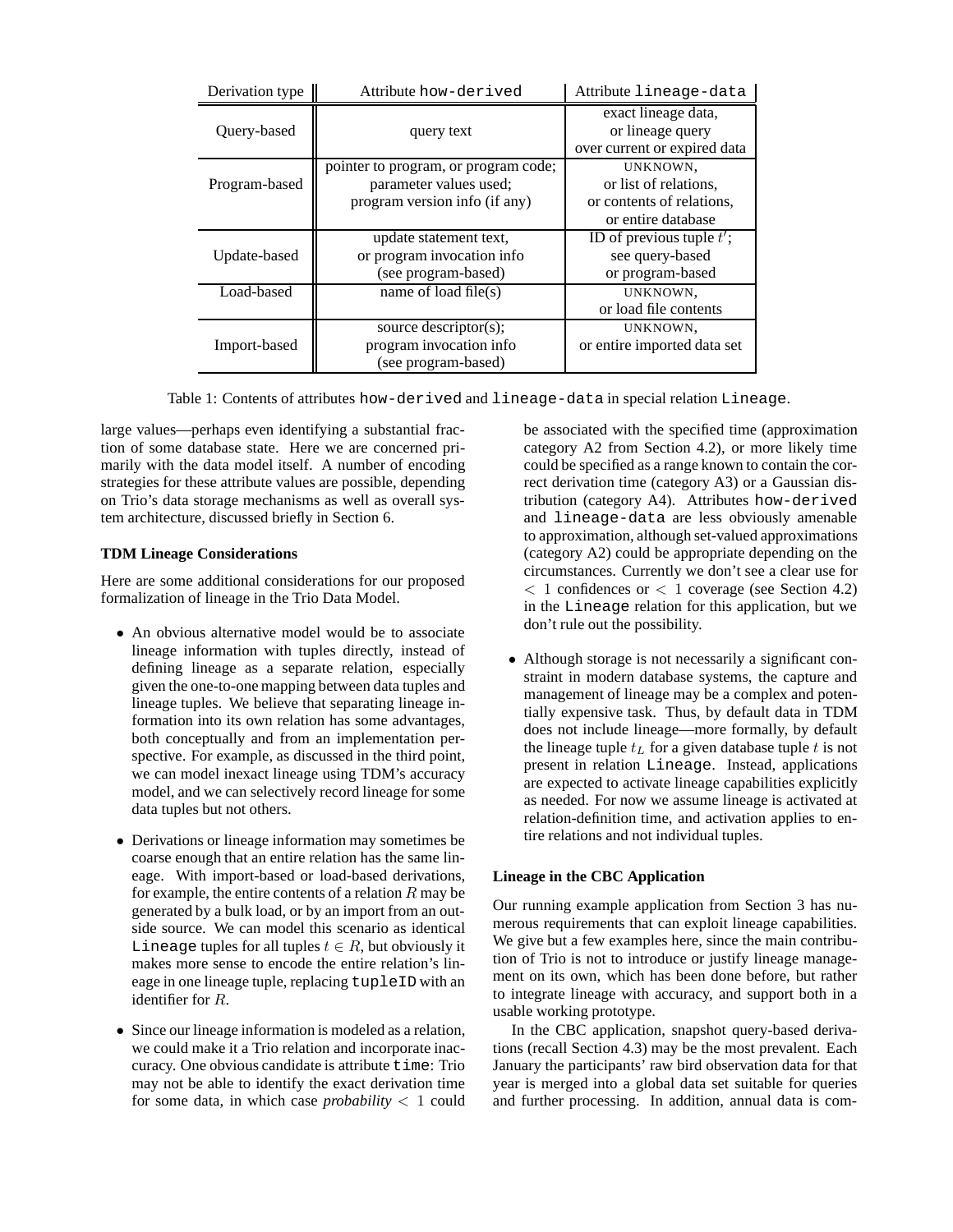| Derivation type | Attribute `how-derived` | Attribute `lineage-data` |
| --- | --- | --- |
| Query-based | query text | exact lineage data, or lineage query over current or expired data |
| Program-based | pointer to program, or program code; parameter values used; program version info (if any) | UNKNOWN, or list of relations, or contents of relations, or entire database |
| Update-based | update statement text, or program invocation info (see program-based) | ID of previous tuple $t'$; see query-based or program-based |
| Load-based | name of load file(s) | UNKNOWN, or load file contents |
| Import-based | source descriptor(s); program invocation info (see program-based) | UNKNOWN, or entire imported data set |

Table 1: Contents of attributes `how-derived` and `lineage-data` in special relation `Lineage`.

large values—perhaps even identifying a substantial fraction of some database state. Here we are concerned primarily with the data model itself. A number of encoding strategies for these attribute values are possible, depending on Trio's data storage mechanisms as well as overall system architecture, discussed briefly in Section 6.

**TDM Lineage Considerations**

Here are some additional considerations for our proposed formalization of lineage in the Trio Data Model.

- An obvious alternative model would be to associate lineage information with tuples directly, instead of defining lineage as a separate relation, especially given the one-to-one mapping between data tuples and lineage tuples. We believe that separating lineage information into its own relation has some advantages, both conceptually and from an implementation perspective. For example, as discussed in the third point, we can model inexact lineage using TDM's accuracy model, and we can selectively record lineage for some data tuples but not others.
- Derivations or lineage information may sometimes be coarse enough that an entire relation has the same lineage. With import-based or load-based derivations, for example, the entire contents of a relation $R$ may be generated by a bulk load, or by an import from an outside source. We can model this scenario as identical `Lineage` tuples for all tuples $t \in R$, but obviously it makes more sense to encode the entire relation's lineage in one lineage tuple, replacing `tupleID` with an identifier for $R$.
- Since our lineage information is modeled as a relation, we could make it a Trio relation and incorporate inaccuracy. One obvious candidate is attribute `time`: Trio may not be able to identify the exact derivation time for some data, in which case *probability* $< 1$ could be associated with the specified time (approximation category A2 from Section 4.2), or more likely time could be specified as a range known to contain the correct derivation time (category A3) or a Gaussian distribution (category A4). Attributes `how-derived` and `lineage-data` are less obviously amenable to approximation, although set-valued approximations (category A2) could be appropriate depending on the circumstances. Currently we don't see a clear use for $< 1$ confidences or $< 1$ coverage (see Section 4.2) in the `Lineage` relation for this application, but we don't rule out the possibility.
- Although storage is not necessarily a significant constraint in modern database systems, the capture and management of lineage may be a complex and potentially expensive task. Thus, by default data in TDM does not include lineage—more formally, by default the lineage tuple $t_L$ for a given database tuple $t$ is not present in relation `Lineage`. Instead, applications are expected to activate lineage capabilities explicitly as needed. For now we assume lineage is activated at relation-definition time, and activation applies to entire relations and not individual tuples.

**Lineage in the CBC Application**

Our running example application from Section 3 has numerous requirements that can exploit lineage capabilities. We give but a few examples here, since the main contribution of Trio is not to introduce or justify lineage management on its own, which has been done before, but rather to integrate lineage with accuracy, and support both in a usable working prototype.

In the CBC application, snapshot query-based derivations (recall Section 4.3) may be the most prevalent. Each January the participants' raw bird observation data for that year is merged into a global data set suitable for queries and further processing. In addition, annual data is com-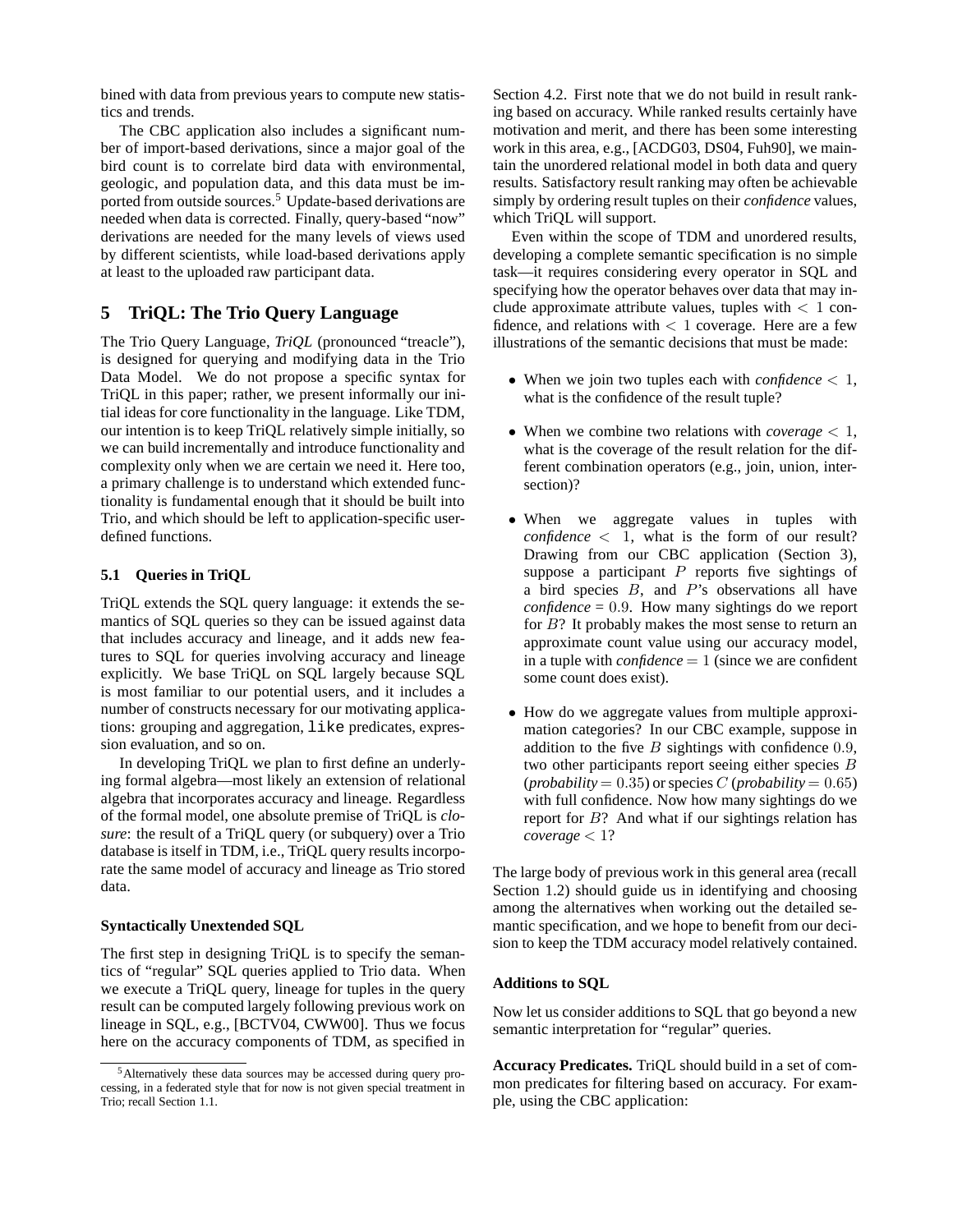bined with data from previous years to compute new statistics and trends.

The CBC application also includes a significant number of import-based derivations, since a major goal of the bird count is to correlate bird data with environmental, geologic, and population data, and this data must be imported from outside sources.[5] Update-based derivations are needed when data is corrected. Finally, query-based "now" derivations are needed for the many levels of views used by different scientists, while load-based derivations apply at least to the uploaded raw participant data.

## 5 TriQL: The Trio Query Language

The Trio Query Language, *TriQL* (pronounced "treacle"), is designed for querying and modifying data in the Trio Data Model. We do not propose a specific syntax for TriQL in this paper; rather, we present informally our initial ideas for core functionality in the language. Like TDM, our intention is to keep TriQL relatively simple initially, so we can build incrementally and introduce functionality and complexity only when we are certain we need it. Here too, a primary challenge is to understand which extended functionality is fundamental enough that it should be built into Trio, and which should be left to application-specific user-defined functions.

### 5.1 Queries in TriQL

TriQL extends the SQL query language: it extends the semantics of SQL queries so they can be issued against data that includes accuracy and lineage, and it adds new features to SQL for queries involving accuracy and lineage explicitly. We base TriQL on SQL largely because SQL is most familiar to our potential users, and it includes a number of constructs necessary for our motivating applications: grouping and aggregation, `like` predicates, expression evaluation, and so on.

In developing TriQL we plan to first define an underlying formal algebra—most likely an extension of relational algebra that incorporates accuracy and lineage. Regardless of the formal model, one absolute premise of TriQL is *closure*: the result of a TriQL query (or subquery) over a Trio database is itself in TDM, i.e., TriQL query results incorporate the same model of accuracy and lineage as Trio stored data.

#### Syntactically Unextended SQL

The first step in designing TriQL is to specify the semantics of "regular" SQL queries applied to Trio data. When we execute a TriQL query, lineage for tuples in the query result can be computed largely following previous work on lineage in SQL, e.g., [BCTV04, CWW00]. Thus we focus here on the accuracy components of TDM, as specified in Section 4.2. First note that we do not build in result ranking based on accuracy. While ranked results certainly have motivation and merit, and there has been some interesting work in this area, e.g., [ACDG03, DS04, Fuh90], we maintain the unordered relational model in both data and query results. Satisfactory result ranking may often be achievable simply by ordering result tuples on their *confidence* values, which TriQL will support.

Even within the scope of TDM and unordered results, developing a complete semantic specification is no simple task—it requires considering every operator in SQL and specifying how the operator behaves over data that may include approximate attribute values, tuples with $< 1$ confidence, and relations with $< 1$ coverage. Here are a few illustrations of the semantic decisions that must be made:

- When we join two tuples each with *confidence* $< 1$, what is the confidence of the result tuple?
- When we combine two relations with *coverage* $< 1$, what is the coverage of the result relation for the different combination operators (e.g., join, union, intersection)?
- When we aggregate values in tuples with *confidence* $< 1$, what is the form of our result? Drawing from our CBC application (Section 3), suppose a participant $P$ reports five sightings of a bird species $B$, and $P$'s observations all have *confidence* = $0.9$. How many sightings do we report for $B$? It probably makes the most sense to return an approximate count value using our accuracy model, in a tuple with *confidence* $= 1$ (since we are confident some count does exist).
- How do we aggregate values from multiple approximation categories? In our CBC example, suppose in addition to the five $B$ sightings with confidence $0.9$, two other participants report seeing either species $B$ (*probability* $= 0.35$) or species $C$ (*probability* $= 0.65$) with full confidence. Now how many sightings do we report for $B$? And what if our sightings relation has *coverage* $< 1$?

The large body of previous work in this general area (recall Section 1.2) should guide us in identifying and choosing among the alternatives when working out the detailed semantic specification, and we hope to benefit from our decision to keep the TDM accuracy model relatively contained.

#### Additions to SQL

Now let us consider additions to SQL that go beyond a new semantic interpretation for "regular" queries.

**Accuracy Predicates.** TriQL should build in a set of common predicates for filtering based on accuracy. For example, using the CBC application:

[5] Alternatively these data sources may be accessed during query processing, in a federated style that for now is not given special treatment in Trio; recall Section 1.1.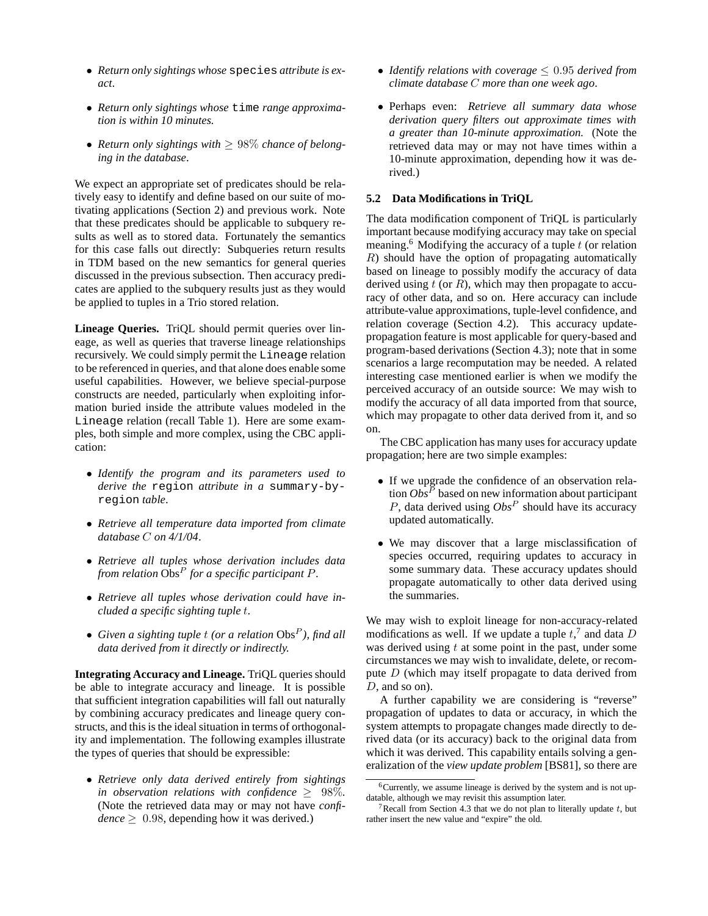- *Return only sightings whose* `species` *attribute is exact*.

- *Return only sightings whose* `time` *range approximation is within 10 minutes.*

- *Return only sightings with* $\geq 98\%$ *chance of belonging in the database*.

We expect an appropriate set of predicates should be relatively easy to identify and define based on our suite of motivating applications (Section 2) and previous work. Note that these predicates should be applicable to subquery results as well as to stored data. Fortunately the semantics for this case falls out directly: Subqueries return results in TDM based on the new semantics for general queries discussed in the previous subsection. Then accuracy predicates are applied to the subquery results just as they would be applied to tuples in a Trio stored relation.

**Lineage Queries.** TriQL should permit queries over lineage, as well as queries that traverse lineage relationships recursively. We could simply permit the `Lineage` relation to be referenced in queries, and that alone does enable some useful capabilities. However, we believe special-purpose constructs are needed, particularly when exploiting information buried inside the attribute values modeled in the `Lineage` relation (recall Table 1). Here are some examples, both simple and more complex, using the CBC application:

- *Identify the program and its parameters used to derive the* `region` *attribute in a* `summary-by-region` *table*.

- *Retrieve all temperature data imported from climate database $C$ on 4/1/04*.

- *Retrieve all tuples whose derivation includes data from relation* $\mathrm{Obs}^P$ *for a specific participant $P$*.

- *Retrieve all tuples whose derivation could have included a specific sighting tuple $t$*.

- *Given a sighting tuple $t$ (or a relation* $\mathrm{Obs}^P$*), find all data derived from it directly or indirectly.*

**Integrating Accuracy and Lineage.** TriQL queries should be able to integrate accuracy and lineage. It is possible that sufficient integration capabilities will fall out naturally by combining accuracy predicates and lineage query constructs, and this is the ideal situation in terms of orthogonality and implementation. The following examples illustrate the types of queries that should be expressible:

- *Retrieve only data derived entirely from sightings in observation relations with confidence* $\geq 98\%$. (Note the retrieved data may or may not have *confidence* $\geq 0.98$, depending how it was derived.)

- *Identify relations with coverage* $\leq 0.95$ *derived from climate database $C$ more than one week ago*.

- Perhaps even: *Retrieve all summary data whose derivation query filters out approximate times with a greater than 10-minute approximation.* (Note the retrieved data may or may not have times within a 10-minute approximation, depending how it was derived.)

### 5.2 Data Modifications in TriQL

The data modification component of TriQL is particularly important because modifying accuracy may take on special meaning.[6] Modifying the accuracy of a tuple $t$ (or relation $R$) should have the option of propagating automatically based on lineage to possibly modify the accuracy of data derived using $t$ (or $R$), which may then propagate to accuracy of other data, and so on. Here accuracy can include attribute-value approximations, tuple-level confidence, and relation coverage (Section 4.2). This accuracy update-propagation feature is most applicable for query-based and program-based derivations (Section 4.3); note that in some scenarios a large recomputation may be needed. A related interesting case mentioned earlier is when we modify the perceived accuracy of an outside source: We may wish to modify the accuracy of all data imported from that source, which may propagate to other data derived from it, and so on.

The CBC application has many uses for accuracy update propagation; here are two simple examples:

- If we upgrade the confidence of an observation relation $\mathit{Obs}^P$ based on new information about participant $P$, data derived using $\mathit{Obs}^P$ should have its accuracy updated automatically.

- We may discover that a large misclassification of species occurred, requiring updates to accuracy in some summary data. These accuracy updates should propagate automatically to other data derived using the summaries.

We may wish to exploit lineage for non-accuracy-related modifications as well. If we update a tuple $t$,[7] and data $D$ was derived using $t$ at some point in the past, under some circumstances we may wish to invalidate, delete, or recompute $D$ (which may itself propagate to data derived from $D$, and so on).

A further capability we are considering is "reverse" propagation of updates to data or accuracy, in which the system attempts to propagate changes made directly to derived data (or its accuracy) back to the original data from which it was derived. This capability entails solving a generalization of the *view update problem* [BS81], so there are

[6] Currently, we assume lineage is derived by the system and is not updatable, although we may revisit this assumption later.

[7] Recall from Section 4.3 that we do not plan to literally update $t$, but rather insert the new value and "expire" the old.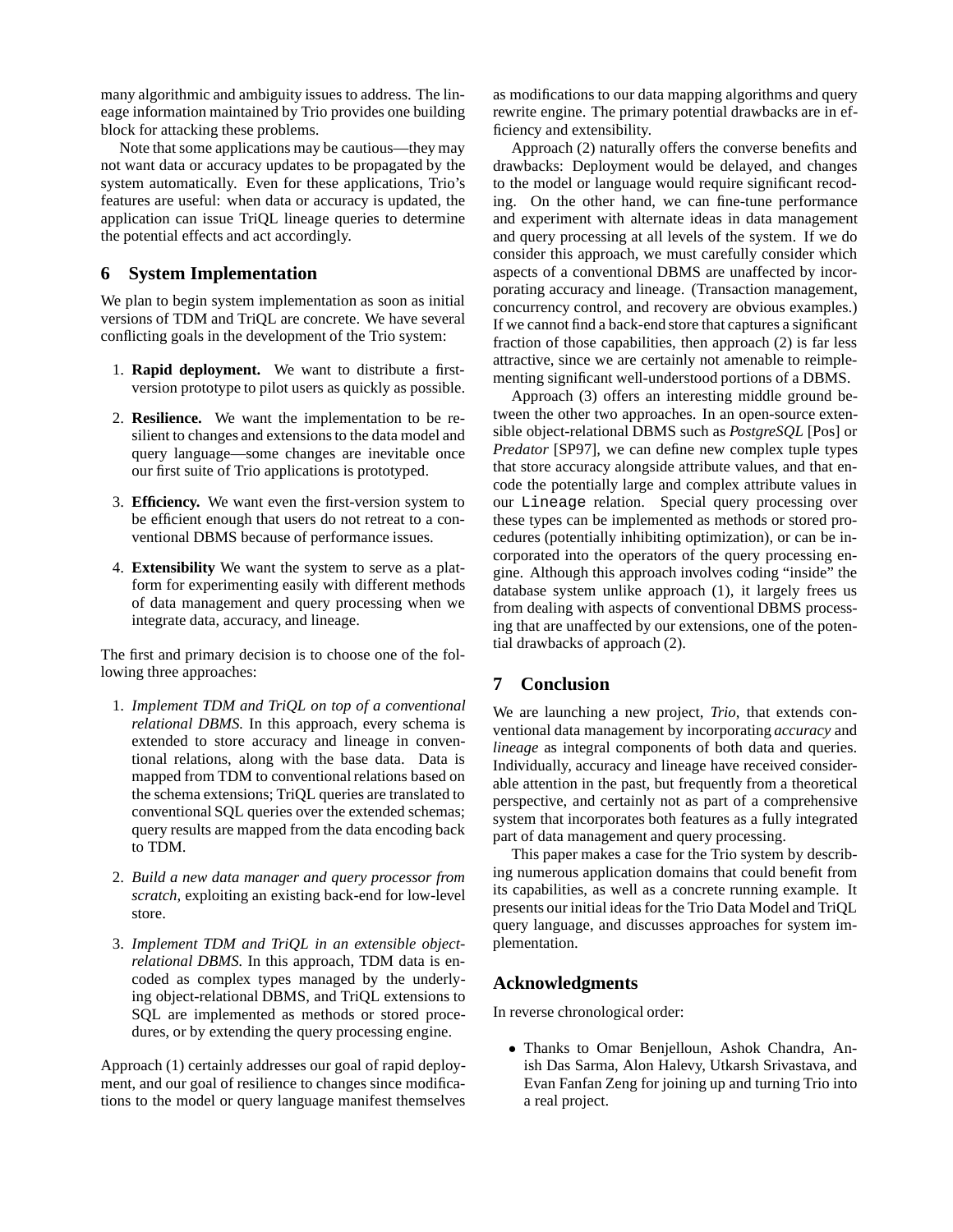many algorithmic and ambiguity issues to address. The lineage information maintained by Trio provides one building block for attacking these problems.

Note that some applications may be cautious—they may not want data or accuracy updates to be propagated by the system automatically. Even for these applications, Trio's features are useful: when data or accuracy is updated, the application can issue TriQL lineage queries to determine the potential effects and act accordingly.

## 6 System Implementation

We plan to begin system implementation as soon as initial versions of TDM and TriQL are concrete. We have several conflicting goals in the development of the Trio system:

1. **Rapid deployment.** We want to distribute a first-version prototype to pilot users as quickly as possible.
2. **Resilience.** We want the implementation to be resilient to changes and extensions to the data model and query language—some changes are inevitable once our first suite of Trio applications is prototyped.
3. **Efficiency.** We want even the first-version system to be efficient enough that users do not retreat to a conventional DBMS because of performance issues.
4. **Extensibility** We want the system to serve as a platform for experimenting easily with different methods of data management and query processing when we integrate data, accuracy, and lineage.

The first and primary decision is to choose one of the following three approaches:

1. *Implement TDM and TriQL on top of a conventional relational DBMS.* In this approach, every schema is extended to store accuracy and lineage in conventional relations, along with the base data. Data is mapped from TDM to conventional relations based on the schema extensions; TriQL queries are translated to conventional SQL queries over the extended schemas; query results are mapped from the data encoding back to TDM.
2. *Build a new data manager and query processor from scratch,* exploiting an existing back-end for low-level store.
3. *Implement TDM and TriQL in an extensible object-relational DBMS.* In this approach, TDM data is encoded as complex types managed by the underlying object-relational DBMS, and TriQL extensions to SQL are implemented as methods or stored procedures, or by extending the query processing engine.

Approach (1) certainly addresses our goal of rapid deployment, and our goal of resilience to changes since modifications to the model or query language manifest themselves as modifications to our data mapping algorithms and query rewrite engine. The primary potential drawbacks are in efficiency and extensibility.

Approach (2) naturally offers the converse benefits and drawbacks: Deployment would be delayed, and changes to the model or language would require significant recoding. On the other hand, we can fine-tune performance and experiment with alternate ideas in data management and query processing at all levels of the system. If we do consider this approach, we must carefully consider which aspects of a conventional DBMS are unaffected by incorporating accuracy and lineage. (Transaction management, concurrency control, and recovery are obvious examples.) If we cannot find a back-end store that captures a significant fraction of those capabilities, then approach (2) is far less attractive, since we are certainly not amenable to reimplementing significant well-understood portions of a DBMS.

Approach (3) offers an interesting middle ground between the other two approaches. In an open-source extensible object-relational DBMS such as *PostgreSQL* [Pos] or *Predator* [SP97], we can define new complex tuple types that store accuracy alongside attribute values, and that encode the potentially large and complex attribute values in our `Lineage` relation. Special query processing over these types can be implemented as methods or stored procedures (potentially inhibiting optimization), or can be incorporated into the operators of the query processing engine. Although this approach involves coding "inside" the database system unlike approach (1), it largely frees us from dealing with aspects of conventional DBMS processing that are unaffected by our extensions, one of the potential drawbacks of approach (2).

## 7 Conclusion

We are launching a new project, *Trio*, that extends conventional data management by incorporating *accuracy* and *lineage* as integral components of both data and queries. Individually, accuracy and lineage have received considerable attention in the past, but frequently from a theoretical perspective, and certainly not as part of a comprehensive system that incorporates both features as a fully integrated part of data management and query processing.

This paper makes a case for the Trio system by describing numerous application domains that could benefit from its capabilities, as well as a concrete running example. It presents our initial ideas for the Trio Data Model and TriQL query language, and discusses approaches for system implementation.

## Acknowledgments

In reverse chronological order:

- Thanks to Omar Benjelloun, Ashok Chandra, Anish Das Sarma, Alon Halevy, Utkarsh Srivastava, and Evan Fanfan Zeng for joining up and turning Trio into a real project.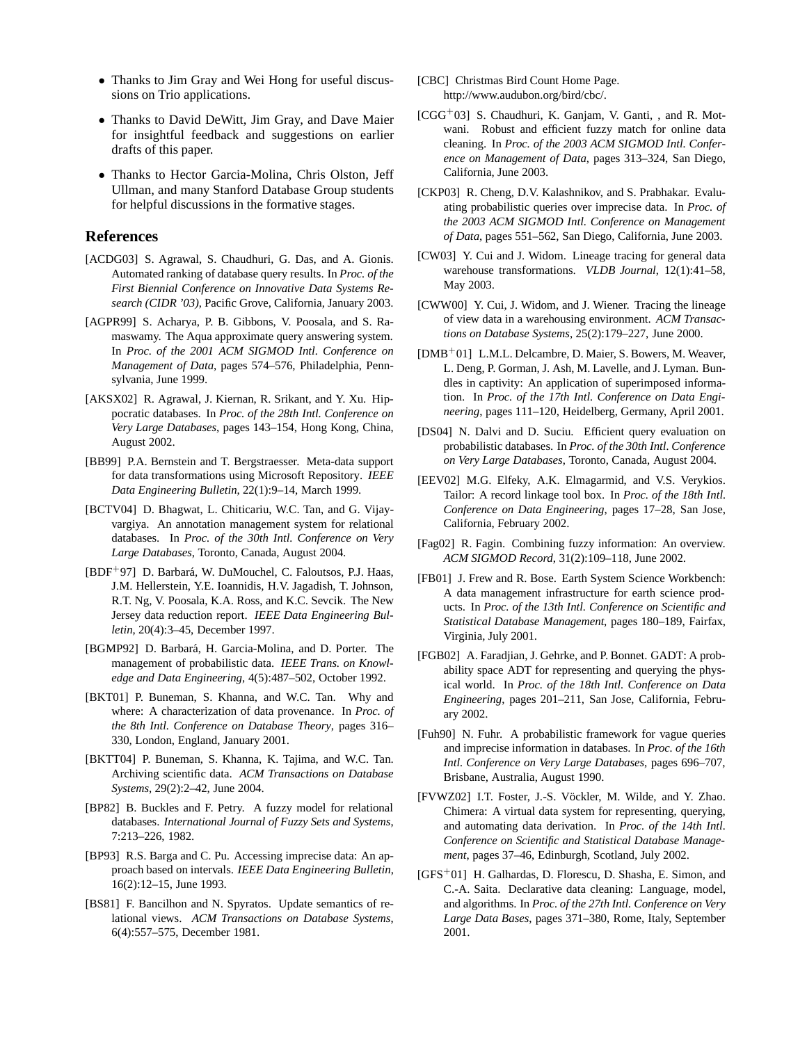- Thanks to Jim Gray and Wei Hong for useful discussions on Trio applications.
- Thanks to David DeWitt, Jim Gray, and Dave Maier for insightful feedback and suggestions on earlier drafts of this paper.
- Thanks to Hector Garcia-Molina, Chris Olston, Jeff Ullman, and many Stanford Database Group students for helpful discussions in the formative stages.

## References

[ACDG03] S. Agrawal, S. Chaudhuri, G. Das, and A. Gionis. Automated ranking of database query results. In *Proc. of the First Biennial Conference on Innovative Data Systems Research (CIDR '03)*, Pacific Grove, California, January 2003.

[AGPR99] S. Acharya, P. B. Gibbons, V. Poosala, and S. Ramaswamy. The Aqua approximate query answering system. In *Proc. of the 2001 ACM SIGMOD Intl. Conference on Management of Data*, pages 574–576, Philadelphia, Pennsylvania, June 1999.

[AKSX02] R. Agrawal, J. Kiernan, R. Srikant, and Y. Xu. Hippocratic databases. In *Proc. of the 28th Intl. Conference on Very Large Databases*, pages 143–154, Hong Kong, China, August 2002.

[BB99] P.A. Bernstein and T. Bergstraesser. Meta-data support for data transformations using Microsoft Repository. *IEEE Data Engineering Bulletin*, 22(1):9–14, March 1999.

[BCTV04] D. Bhagwat, L. Chiticariu, W.C. Tan, and G. Vijayvargiya. An annotation management system for relational databases. In *Proc. of the 30th Intl. Conference on Very Large Databases*, Toronto, Canada, August 2004.

[BDF+97] D. Barbará, W. DuMouchel, C. Faloutsos, P.J. Haas, J.M. Hellerstein, Y.E. Ioannidis, H.V. Jagadish, T. Johnson, R.T. Ng, V. Poosala, K.A. Ross, and K.C. Sevcik. The New Jersey data reduction report. *IEEE Data Engineering Bulletin*, 20(4):3–45, December 1997.

[BGMP92] D. Barbará, H. Garcia-Molina, and D. Porter. The management of probabilistic data. *IEEE Trans. on Knowledge and Data Engineering*, 4(5):487–502, October 1992.

[BKT01] P. Buneman, S. Khanna, and W.C. Tan. Why and where: A characterization of data provenance. In *Proc. of the 8th Intl. Conference on Database Theory*, pages 316–330, London, England, January 2001.

[BKTT04] P. Buneman, S. Khanna, K. Tajima, and W.C. Tan. Archiving scientific data. *ACM Transactions on Database Systems*, 29(2):2–42, June 2004.

[BP82] B. Buckles and F. Petry. A fuzzy model for relational databases. *International Journal of Fuzzy Sets and Systems*, 7:213–226, 1982.

[BP93] R.S. Barga and C. Pu. Accessing imprecise data: An approach based on intervals. *IEEE Data Engineering Bulletin*, 16(2):12–15, June 1993.

[BS81] F. Bancilhon and N. Spyratos. Update semantics of relational views. *ACM Transactions on Database Systems*, 6(4):557–575, December 1981.

[CBC] Christmas Bird Count Home Page. http://www.audubon.org/bird/cbc/.

[CGG+03] S. Chaudhuri, K. Ganjam, V. Ganti, , and R. Motwani. Robust and efficient fuzzy match for online data cleaning. In *Proc. of the 2003 ACM SIGMOD Intl. Conference on Management of Data*, pages 313–324, San Diego, California, June 2003.

[CKP03] R. Cheng, D.V. Kalashnikov, and S. Prabhakar. Evaluating probabilistic queries over imprecise data. In *Proc. of the 2003 ACM SIGMOD Intl. Conference on Management of Data*, pages 551–562, San Diego, California, June 2003.

[CW03] Y. Cui and J. Widom. Lineage tracing for general data warehouse transformations. *VLDB Journal*, 12(1):41–58, May 2003.

[CWW00] Y. Cui, J. Widom, and J. Wiener. Tracing the lineage of view data in a warehousing environment. *ACM Transactions on Database Systems*, 25(2):179–227, June 2000.

[DMB+01] L.M.L. Delcambre, D. Maier, S. Bowers, M. Weaver, L. Deng, P. Gorman, J. Ash, M. Lavelle, and J. Lyman. Bundles in captivity: An application of superimposed information. In *Proc. of the 17th Intl. Conference on Data Engineering*, pages 111–120, Heidelberg, Germany, April 2001.

[DS04] N. Dalvi and D. Suciu. Efficient query evaluation on probabilistic databases. In *Proc. of the 30th Intl. Conference on Very Large Databases*, Toronto, Canada, August 2004.

[EEV02] M.G. Elfeky, A.K. Elmagarmid, and V.S. Verykios. Tailor: A record linkage tool box. In *Proc. of the 18th Intl. Conference on Data Engineering*, pages 17–28, San Jose, California, February 2002.

[Fag02] R. Fagin. Combining fuzzy information: An overview. *ACM SIGMOD Record*, 31(2):109–118, June 2002.

[FB01] J. Frew and R. Bose. Earth System Science Workbench: A data management infrastructure for earth science products. In *Proc. of the 13th Intl. Conference on Scientific and Statistical Database Management*, pages 180–189, Fairfax, Virginia, July 2001.

[FGB02] A. Faradjian, J. Gehrke, and P. Bonnet. GADT: A probability space ADT for representing and querying the physical world. In *Proc. of the 18th Intl. Conference on Data Engineering*, pages 201–211, San Jose, California, February 2002.

[Fuh90] N. Fuhr. A probabilistic framework for vague queries and imprecise information in databases. In *Proc. of the 16th Intl. Conference on Very Large Databases*, pages 696–707, Brisbane, Australia, August 1990.

[FVWZ02] I.T. Foster, J.-S. Vöckler, M. Wilde, and Y. Zhao. Chimera: A virtual data system for representing, querying, and automating data derivation. In *Proc. of the 14th Intl. Conference on Scientific and Statistical Database Management*, pages 37–46, Edinburgh, Scotland, July 2002.

[GFS+01] H. Galhardas, D. Florescu, D. Shasha, E. Simon, and C.-A. Saita. Declarative data cleaning: Language, model, and algorithms. In *Proc. of the 27th Intl. Conference on Very Large Data Bases*, pages 371–380, Rome, Italy, September 2001.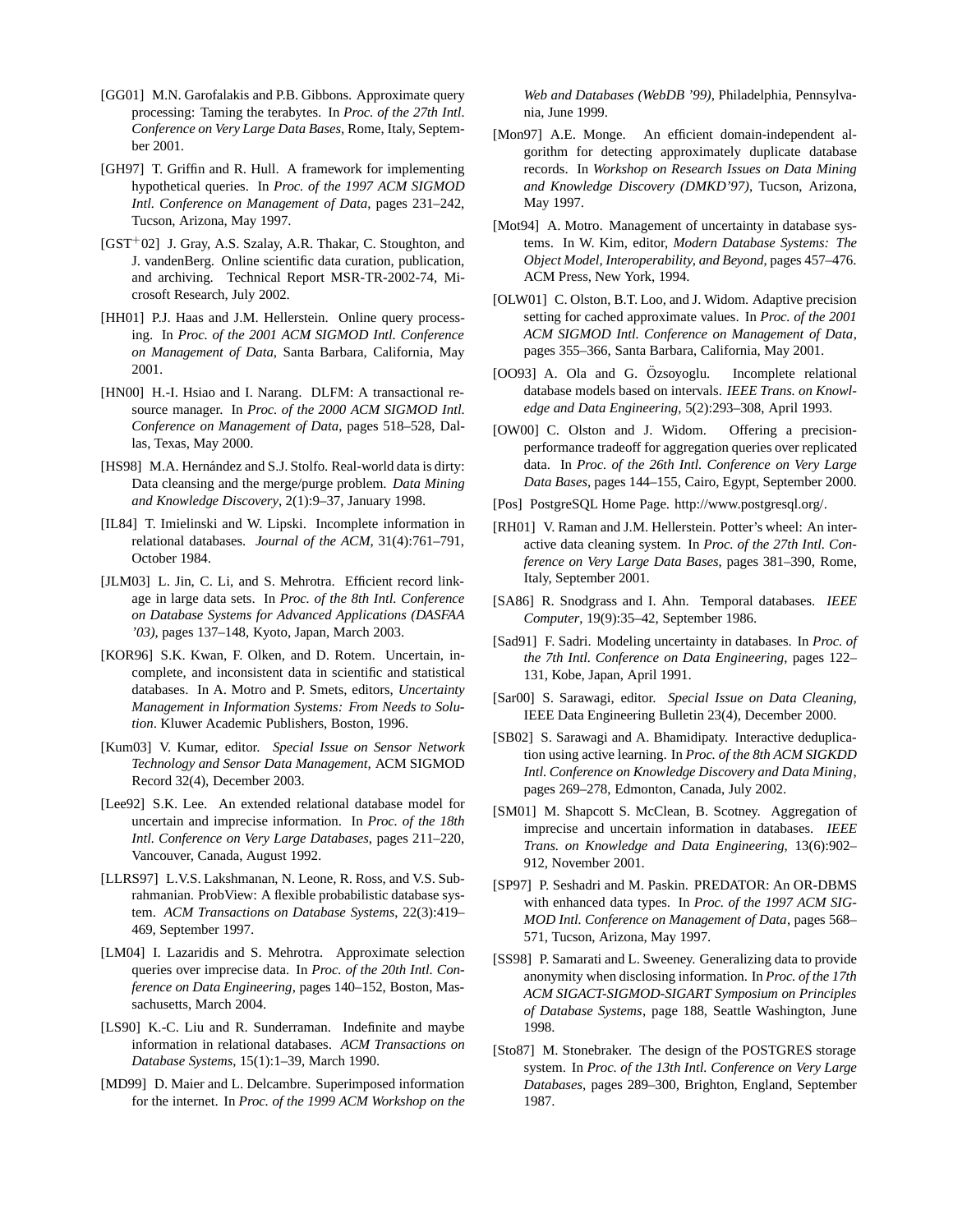[GG01] M.N. Garofalakis and P.B. Gibbons. Approximate query processing: Taming the terabytes. In *Proc. of the 27th Intl. Conference on Very Large Data Bases*, Rome, Italy, September 2001.

[GH97] T. Griffin and R. Hull. A framework for implementing hypothetical queries. In *Proc. of the 1997 ACM SIGMOD Intl. Conference on Management of Data*, pages 231–242, Tucson, Arizona, May 1997.

[GST+02] J. Gray, A.S. Szalay, A.R. Thakar, C. Stoughton, and J. vandenBerg. Online scientific data curation, publication, and archiving. Technical Report MSR-TR-2002-74, Microsoft Research, July 2002.

[HH01] P.J. Haas and J.M. Hellerstein. Online query processing. In *Proc. of the 2001 ACM SIGMOD Intl. Conference on Management of Data*, Santa Barbara, California, May 2001.

[HN00] H.-I. Hsiao and I. Narang. DLFM: A transactional resource manager. In *Proc. of the 2000 ACM SIGMOD Intl. Conference on Management of Data*, pages 518–528, Dallas, Texas, May 2000.

[HS98] M.A. Hernández and S.J. Stolfo. Real-world data is dirty: Data cleansing and the merge/purge problem. *Data Mining and Knowledge Discovery*, 2(1):9–37, January 1998.

[IL84] T. Imielinski and W. Lipski. Incomplete information in relational databases. *Journal of the ACM*, 31(4):761–791, October 1984.

[JLM03] L. Jin, C. Li, and S. Mehrotra. Efficient record linkage in large data sets. In *Proc. of the 8th Intl. Conference on Database Systems for Advanced Applications (DASFAA '03)*, pages 137–148, Kyoto, Japan, March 2003.

[KOR96] S.K. Kwan, F. Olken, and D. Rotem. Uncertain, incomplete, and inconsistent data in scientific and statistical databases. In A. Motro and P. Smets, editors, *Uncertainty Management in Information Systems: From Needs to Solution*. Kluwer Academic Publishers, Boston, 1996.

[Kum03] V. Kumar, editor. *Special Issue on Sensor Network Technology and Sensor Data Management*, ACM SIGMOD Record 32(4), December 2003.

[Lee92] S.K. Lee. An extended relational database model for uncertain and imprecise information. In *Proc. of the 18th Intl. Conference on Very Large Databases*, pages 211–220, Vancouver, Canada, August 1992.

[LLRS97] L.V.S. Lakshmanan, N. Leone, R. Ross, and V.S. Subrahmanian. ProbView: A flexible probabilistic database system. *ACM Transactions on Database Systems*, 22(3):419–469, September 1997.

[LM04] I. Lazaridis and S. Mehrotra. Approximate selection queries over imprecise data. In *Proc. of the 20th Intl. Conference on Data Engineering*, pages 140–152, Boston, Massachusetts, March 2004.

[LS90] K.-C. Liu and R. Sunderraman. Indefinite and maybe information in relational databases. *ACM Transactions on Database Systems*, 15(1):1–39, March 1990.

[MD99] D. Maier and L. Delcambre. Superimposed information for the internet. In *Proc. of the 1999 ACM Workshop on the Web and Databases (WebDB '99)*, Philadelphia, Pennsylvania, June 1999.

[Mon97] A.E. Monge. An efficient domain-independent algorithm for detecting approximately duplicate database records. In *Workshop on Research Issues on Data Mining and Knowledge Discovery (DMKD'97)*, Tucson, Arizona, May 1997.

[Mot94] A. Motro. Management of uncertainty in database systems. In W. Kim, editor, *Modern Database Systems: The Object Model, Interoperability, and Beyond*, pages 457–476. ACM Press, New York, 1994.

[OLW01] C. Olston, B.T. Loo, and J. Widom. Adaptive precision setting for cached approximate values. In *Proc. of the 2001 ACM SIGMOD Intl. Conference on Management of Data*, pages 355–366, Santa Barbara, California, May 2001.

[OO93] A. Ola and G. Özsoyoglu. Incomplete relational database models based on intervals. *IEEE Trans. on Knowledge and Data Engineering*, 5(2):293–308, April 1993.

[OW00] C. Olston and J. Widom. Offering a precision-performance tradeoff for aggregation queries over replicated data. In *Proc. of the 26th Intl. Conference on Very Large Data Bases*, pages 144–155, Cairo, Egypt, September 2000.

[Pos] PostgreSQL Home Page. http://www.postgresql.org/.

[RH01] V. Raman and J.M. Hellerstein. Potter's wheel: An interactive data cleaning system. In *Proc. of the 27th Intl. Conference on Very Large Data Bases*, pages 381–390, Rome, Italy, September 2001.

[SA86] R. Snodgrass and I. Ahn. Temporal databases. *IEEE Computer*, 19(9):35–42, September 1986.

[Sad91] F. Sadri. Modeling uncertainty in databases. In *Proc. of the 7th Intl. Conference on Data Engineering*, pages 122–131, Kobe, Japan, April 1991.

[Sar00] S. Sarawagi, editor. *Special Issue on Data Cleaning*, IEEE Data Engineering Bulletin 23(4), December 2000.

[SB02] S. Sarawagi and A. Bhamidipaty. Interactive deduplication using active learning. In *Proc. of the 8th ACM SIGKDD Intl. Conference on Knowledge Discovery and Data Mining*, pages 269–278, Edmonton, Canada, July 2002.

[SM01] M. Shapcott S. McClean, B. Scotney. Aggregation of imprecise and uncertain information in databases. *IEEE Trans. on Knowledge and Data Engineering*, 13(6):902–912, November 2001.

[SP97] P. Seshadri and M. Paskin. PREDATOR: An OR-DBMS with enhanced data types. In *Proc. of the 1997 ACM SIGMOD Intl. Conference on Management of Data*, pages 568–571, Tucson, Arizona, May 1997.

[SS98] P. Samarati and L. Sweeney. Generalizing data to provide anonymity when disclosing information. In *Proc. of the 17th ACM SIGACT-SIGMOD-SIGART Symposium on Principles of Database Systems*, page 188, Seattle Washington, June 1998.

[Sto87] M. Stonebraker. The design of the POSTGRES storage system. In *Proc. of the 13th Intl. Conference on Very Large Databases*, pages 289–300, Brighton, England, September 1987.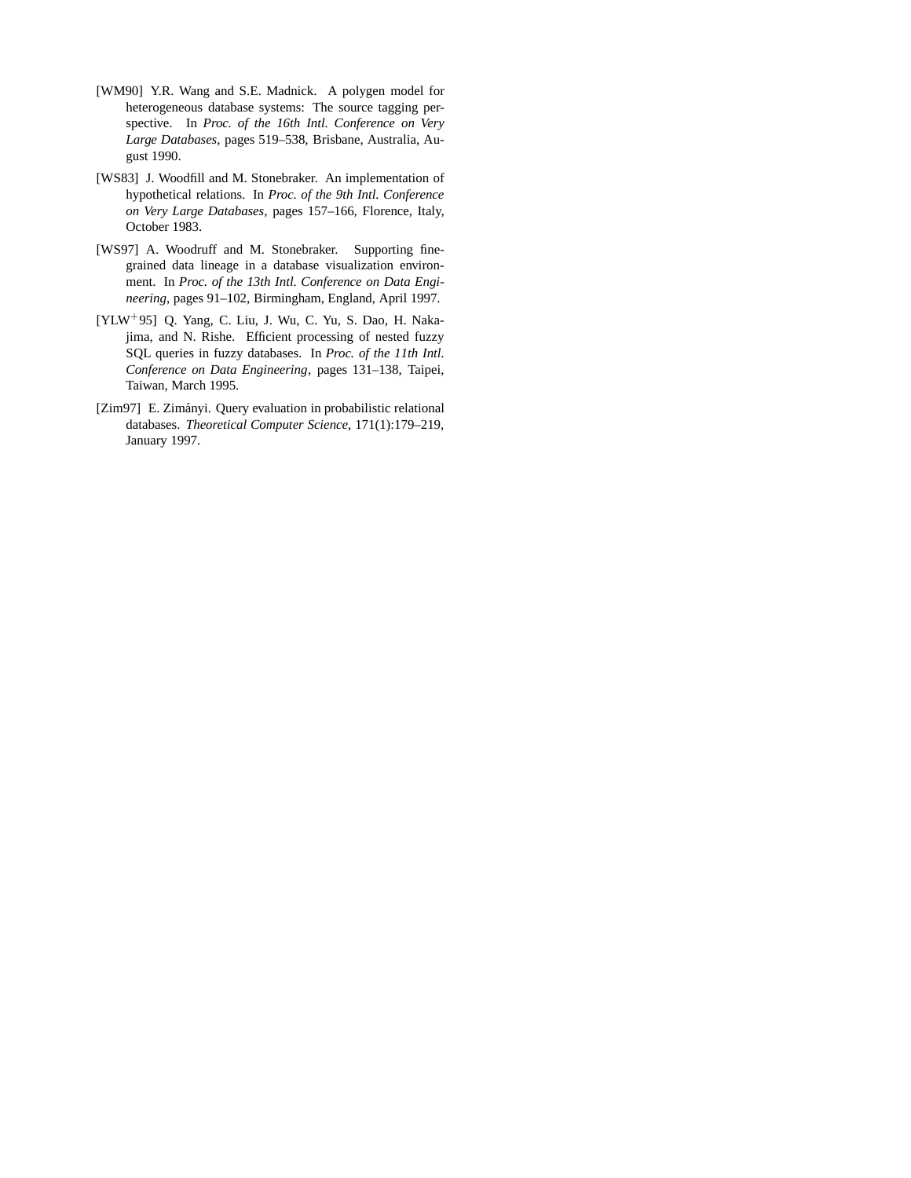[WM90] Y.R. Wang and S.E. Madnick. A polygen model for heterogeneous database systems: The source tagging perspective. In *Proc. of the 16th Intl. Conference on Very Large Databases*, pages 519–538, Brisbane, Australia, August 1990.

[WS83] J. Woodfill and M. Stonebraker. An implementation of hypothetical relations. In *Proc. of the 9th Intl. Conference on Very Large Databases*, pages 157–166, Florence, Italy, October 1983.

[WS97] A. Woodruff and M. Stonebraker. Supporting fine-grained data lineage in a database visualization environment. In *Proc. of the 13th Intl. Conference on Data Engineering*, pages 91–102, Birmingham, England, April 1997.

[YLW+95] Q. Yang, C. Liu, J. Wu, C. Yu, S. Dao, H. Nakajima, and N. Rishe. Efficient processing of nested fuzzy SQL queries in fuzzy databases. In *Proc. of the 11th Intl. Conference on Data Engineering*, pages 131–138, Taipei, Taiwan, March 1995.

[Zim97] E. Zimányi. Query evaluation in probabilistic relational databases. *Theoretical Computer Science*, 171(1):179–219, January 1997.